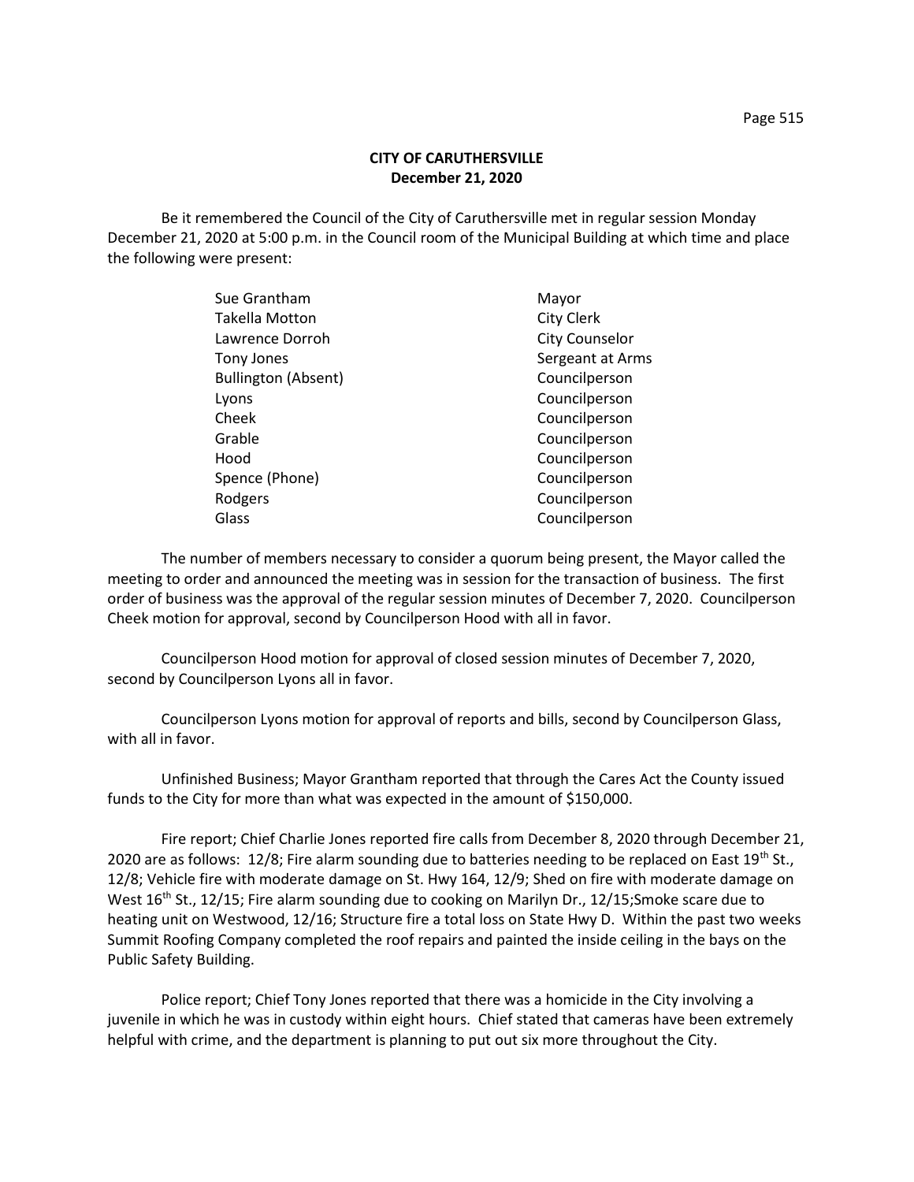**CITY OF CARUTHERSVILLE**
**December 21, 2020**

Be it remembered the Council of the City of Caruthersville met in regular session Monday December 21, 2020 at 5:00 p.m. in the Council room of the Municipal Building at which time and place the following were present:

| | |
|---|---|
| Sue Grantham | Mayor |
| Takella Motton | City Clerk |
| Lawrence Dorroh | City Counselor |
| Tony Jones | Sergeant at Arms |
| Bullington (Absent) | Councilperson |
| Lyons | Councilperson |
| Cheek | Councilperson |
| Grable | Councilperson |
| Hood | Councilperson |
| Spence (Phone) | Councilperson |
| Rodgers | Councilperson |
| Glass | Councilperson |

The number of members necessary to consider a quorum being present, the Mayor called the meeting to order and announced the meeting was in session for the transaction of business. The first order of business was the approval of the regular session minutes of December 7, 2020. Councilperson Cheek motion for approval, second by Councilperson Hood with all in favor.

Councilperson Hood motion for approval of closed session minutes of December 7, 2020, second by Councilperson Lyons all in favor.

Councilperson Lyons motion for approval of reports and bills, second by Councilperson Glass, with all in favor.

Unfinished Business; Mayor Grantham reported that through the Cares Act the County issued funds to the City for more than what was expected in the amount of $150,000.

Fire report; Chief Charlie Jones reported fire calls from December 8, 2020 through December 21, 2020 are as follows: 12/8; Fire alarm sounding due to batteries needing to be replaced on East 19th St., 12/8; Vehicle fire with moderate damage on St. Hwy 164, 12/9; Shed on fire with moderate damage on West 16th St., 12/15; Fire alarm sounding due to cooking on Marilyn Dr., 12/15;Smoke scare due to heating unit on Westwood, 12/16; Structure fire a total loss on State Hwy D. Within the past two weeks Summit Roofing Company completed the roof repairs and painted the inside ceiling in the bays on the Public Safety Building.

Police report; Chief Tony Jones reported that there was a homicide in the City involving a juvenile in which he was in custody within eight hours. Chief stated that cameras have been extremely helpful with crime, and the department is planning to put out six more throughout the City.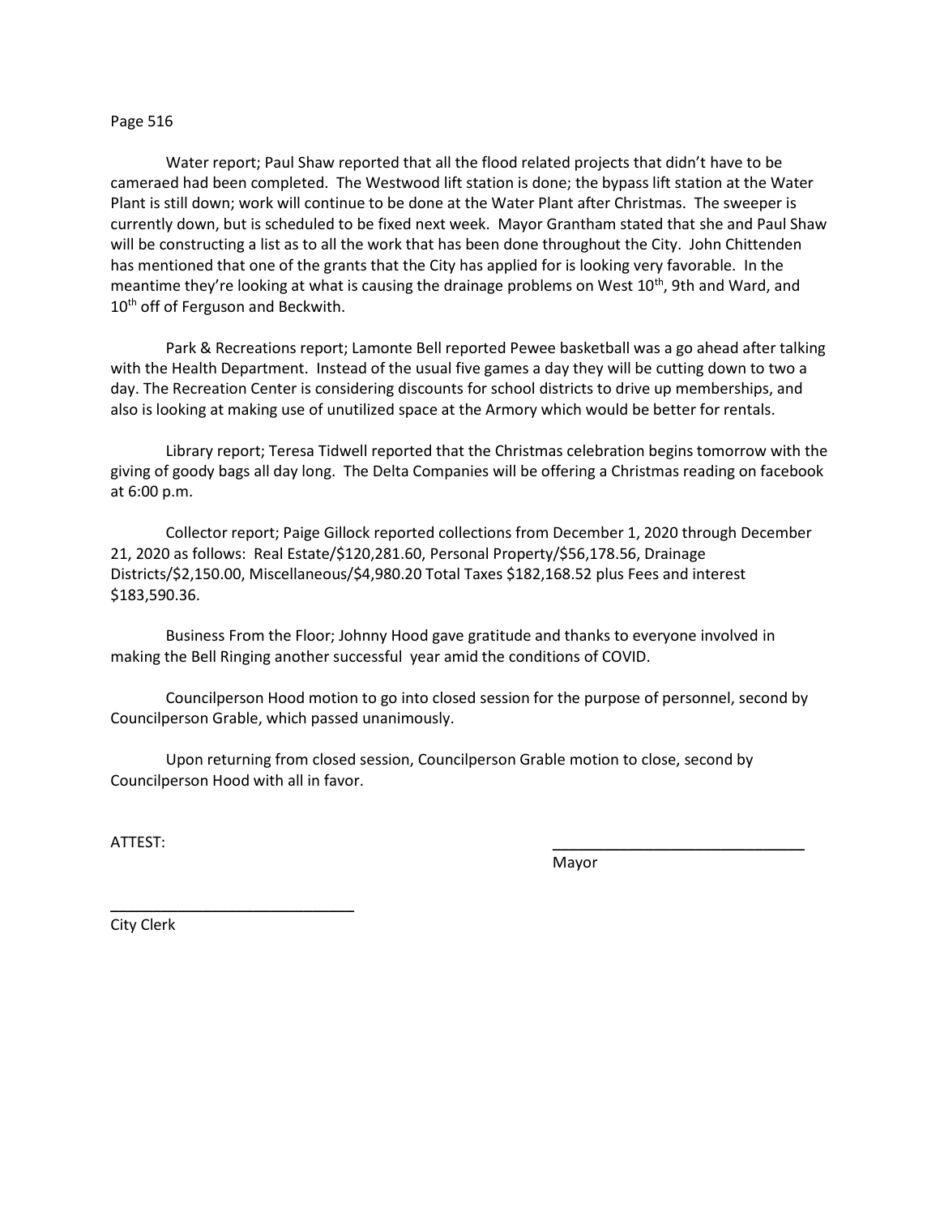Water report; Paul Shaw reported that all the flood related projects that didn't have to be cameraed had been completed. The Westwood lift station is done; the bypass lift station at the Water Plant is still down; work will continue to be done at the Water Plant after Christmas. The sweeper is currently down, but is scheduled to be fixed next week. Mayor Grantham stated that she and Paul Shaw will be constructing a list as to all the work that has been done throughout the City. John Chittenden has mentioned that one of the grants that the City has applied for is looking very favorable. In the meantime they're looking at what is causing the drainage problems on West 10th, 9th and Ward, and 10th off of Ferguson and Beckwith.

Park & Recreations report; Lamonte Bell reported Pewee basketball was a go ahead after talking with the Health Department. Instead of the usual five games a day they will be cutting down to two a day. The Recreation Center is considering discounts for school districts to drive up memberships, and also is looking at making use of unutilized space at the Armory which would be better for rentals.

Library report; Teresa Tidwell reported that the Christmas celebration begins tomorrow with the giving of goody bags all day long. The Delta Companies will be offering a Christmas reading on facebook at 6:00 p.m.

Collector report; Paige Gillock reported collections from December 1, 2020 through December 21, 2020 as follows: Real Estate/$120,281.60, Personal Property/$56,178.56, Drainage Districts/$2,150.00, Miscellaneous/$4,980.20 Total Taxes $182,168.52 plus Fees and interest $183,590.36.

Business From the Floor; Johnny Hood gave gratitude and thanks to everyone involved in making the Bell Ringing another successful year amid the conditions of COVID.

Councilperson Hood motion to go into closed session for the purpose of personnel, second by Councilperson Grable, which passed unanimously.

Upon returning from closed session, Councilperson Grable motion to close, second by Councilperson Hood with all in favor.

ATTEST:

_____________________________
Mayor

_____________________________
City Clerk